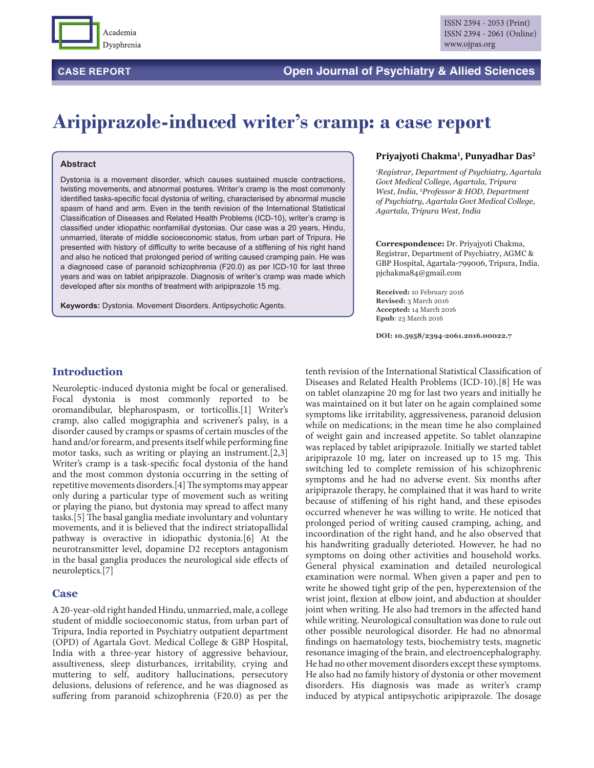CASE REPORT

# Aripiprazole-induced writer's cramp: a case report

### Abstract

Dystonia is a movement disorder, which causes sustained muscle contractions, twisting movements, and abnormal postures. Writer's cramp is the most commonly identified tasks-specific focal dystonia of writing, characterised by abnormal muscle spasm of hand and arm. Even in the tenth revision of the International Statistical Classification of Diseases and Related Health Problems (ICD-10), writer's cramp is classified under idiopathic nonfamilial dystonias. Our case was a 20 years, Hindu, unmarried, literate of middle socioeconomic status, from urban part of Tripura. He presented with history of difficulty to write because of a stiffening of his right hand and also he noticed that prolonged period of writing caused cramping pain. He was a diagnosed case of paranoid schizophrenia (F20.0) as per ICD-10 for last three years and was on tablet aripiprazole. Diagnosis of writer's cramp was made which developed after six months of treatment with aripiprazole 15 mg.

**Keywords:** Dystonia. Movement Disorders. Antipsychotic Agents.

**Priyajyoti Chakma[1], Punyadhar Das[2]**

*[1]Registrar, Department of Psychiatry, Agartala Govt Medical College, Agartala, Tripura West, India, [2]Professor & HOD, Department of Psychiatry, Agartala Govt Medical College, Agartala, Tripura West, India*

**Correspondence:** Dr. Priyajyoti Chakma, Registrar, Department of Psychiatry, AGMC & GBP Hospital, Agartala-799006, Tripura, India. pjchakma84@gmail.com

**Received:** 10 February 2016
**Revised:** 3 March 2016
**Accepted:** 14 March 2016
**Epub**: 23 March 2016

**DOI: 10.5958/2394-2061.2016.00022.7**

## Introduction

Neuroleptic-induced dystonia might be focal or generalised. Focal dystonia is most commonly reported to be oromandibular, blepharospasm, or torticollis.[1] Writer's cramp, also called mogigraphia and scrivener's palsy, is a disorder caused by cramps or spasms of certain muscles of the hand and/or forearm, and presents itself while performing fine motor tasks, such as writing or playing an instrument.[2,3] Writer's cramp is a task-specific focal dystonia of the hand and the most common dystonia occurring in the setting of repetitive movements disorders.[4] The symptoms may appear only during a particular type of movement such as writing or playing the piano, but dystonia may spread to affect many tasks.[5] The basal ganglia mediate involuntary and voluntary movements, and it is believed that the indirect striatopallidal pathway is overactive in idiopathic dystonia.[6] At the neurotransmitter level, dopamine D2 receptors antagonism in the basal ganglia produces the neurological side effects of neuroleptics.[7]

## Case

A 20-year-old right handed Hindu, unmarried, male, a college student of middle socioeconomic status, from urban part of Tripura, India reported in Psychiatry outpatient department (OPD) of Agartala Govt. Medical College & GBP Hospital, India with a three-year history of aggressive behaviour, assultiveness, sleep disturbances, irritability, crying and muttering to self, auditory hallucinations, persecutory delusions, delusions of reference, and he was diagnosed as suffering from paranoid schizophrenia (F20.0) as per the tenth revision of the International Statistical Classification of Diseases and Related Health Problems (ICD-10).[8] He was on tablet olanzapine 20 mg for last two years and initially he was maintained on it but later on he again complained some symptoms like irritability, aggressiveness, paranoid delusion while on medications; in the mean time he also complained of weight gain and increased appetite. So tablet olanzapine was replaced by tablet aripiprazole. Initially we started tablet aripiprazole 10 mg, later on increased up to 15 mg. This switching led to complete remission of his schizophrenic symptoms and he had no adverse event. Six months after aripiprazole therapy, he complained that it was hard to write because of stiffening of his right hand, and these episodes occurred whenever he was willing to write. He noticed that prolonged period of writing caused cramping, aching, and incoordination of the right hand, and he also observed that his handwriting gradually deterioted. However, he had no symptoms on doing other activities and household works. General physical examination and detailed neurological examination were normal. When given a paper and pen to write he showed tight grip of the pen, hyperextension of the wrist joint, flexion at elbow joint, and abduction at shoulder joint when writing. He also had tremors in the affected hand while writing. Neurological consultation was done to rule out other possible neurological disorder. He had no abnormal findings on haematology tests, biochemistry tests, magnetic resonance imaging of the brain, and electroencephalography. He had no other movement disorders except these symptoms. He also had no family history of dystonia or other movement disorders. His diagnosis was made as writer's cramp induced by atypical antipsychotic aripiprazole. The dosage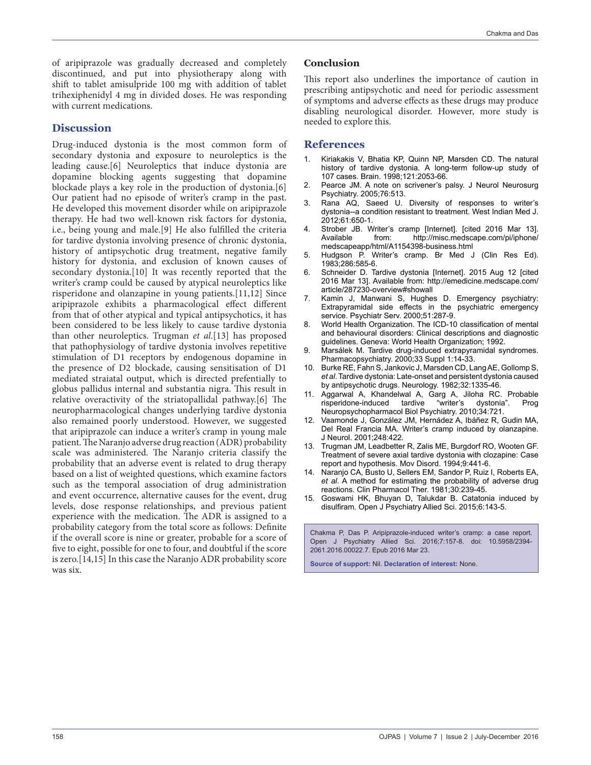of aripiprazole was gradually decreased and completely discontinued, and put into physiotherapy along with shift to tablet amisulpride 100 mg with addition of tablet trihexiphenidyl 4 mg in divided doses. He was responding with current medications.

## Discussion

Drug-induced dystonia is the most common form of secondary dystonia and exposure to neuroleptics is the leading cause.[6] Neuroleptics that induce dystonia are dopamine blocking agents suggesting that dopamine blockade plays a key role in the production of dystonia.[6] Our patient had no episode of writer's cramp in the past. He developed this movement disorder while on aripiprazole therapy. He had two well-known risk factors for dystonia, i.e., being young and male.[9] He also fulfilled the criteria for tardive dystonia involving presence of chronic dystonia, history of antipsychotic drug treatment, negative family history for dystonia, and exclusion of known causes of secondary dystonia.[10] It was recently reported that the writer's cramp could be caused by atypical neuroleptics like risperidone and olanzapine in young patients.[11,12] Since aripiprazole exhibits a pharmacological effect different from that of other atypical and typical antipsychotics, it has been considered to be less likely to cause tardive dystonia than other neuroleptics. Trugman *et al*.[13] has proposed that pathophysiology of tardive dystonia involves repetitive stimulation of D1 receptors by endogenous dopamine in the presence of D2 blockade, causing sensitisation of D1 mediated straiatal output, which is directed prefentially to globus pallidus internal and substantia nigra. This result in relative overactivity of the striatopallidal pathway.[6] The neuropharmacological changes underlying tardive dystonia also remained poorly understood. However, we suggested that aripiprazole can induce a writer's cramp in young male patient. The Naranjo adverse drug reaction (ADR) probability scale was administered. The Naranjo criteria classify the probability that an adverse event is related to drug therapy based on a list of weighted questions, which examine factors such as the temporal association of drug administration and event occurrence, alternative causes for the event, drug levels, dose response relationships, and previous patient experience with the medication. The ADR is assigned to a probability category from the total score as follows: Definite if the overall score is nine or greater, probable for a score of five to eight, possible for one to four, and doubtful if the score is zero.[14,15] In this case the Naranjo ADR probability score was six.

## Conclusion

This report also underlines the importance of caution in prescribing antipsychotic and need for periodic assessment of symptoms and adverse effects as these drugs may produce disabling neurological disorder. However, more study is needed to explore this.

## References

1. Kiriakakis V, Bhatia KP, Quinn NP, Marsden CD. The natural history of tardive dystonia. A long-term follow-up study of 107 cases. Brain. 1998;121:2053-66.
2. Pearce JM. A note on scrivener's palsy. J Neurol Neurosurg Psychiatry. 2005;76:513.
3. Rana AQ, Saeed U. Diversity of responses to writer's dystonia--a condition resistant to treatment. West Indian Med J. 2012;61:650-1.
4. Strober JB. Writer's cramp [Internet]. [cited 2016 Mar 13]. Available from: http://misc.medscape.com/pi/iphone/medscapeapp/html/A1154398-business.html
5. Hudgson P. Writer's cramp. Br Med J (Clin Res Ed). 1983;286:585-6.
6. Schneider D. Tardive dystonia [Internet]. 2015 Aug 12 [cited 2016 Mar 13]. Available from: http://emedicine.medscape.com/article/287230-overview#showall
7. Kamin J, Manwani S, Hughes D. Emergency psychiatry: Extrapyramidal side effects in the psychiatric emergency service. Psychiatr Serv. 2000;51:287-9.
8. World Health Organization. The ICD-10 classification of mental and behavioural disorders: Clinical descriptions and diagnostic guidelines. Geneva: World Health Organization; 1992.
9. Marsálek M. Tardive drug-induced extrapyramidal syndromes. Pharmacopsychiatry. 2000;33 Suppl 1:14-33.
10. Burke RE, Fahn S, Jankovic J, Marsden CD, Lang AE, Gollomp S, *et al*. Tardive dystonia: Late-onset and persistent dystonia caused by antipsychotic drugs. Neurology. 1982;32:1335-46.
11. Aggarwal A, Khandelwal A, Garg A, Jiloha RC. Probable risperidone-induced tardive "writer's dystonia". Prog Neuropsychopharmacol Biol Psychiatry. 2010;34:721.
12. Vaamonde J, González JM, Hernádez A, Ibáñez R, Gudin MA, Del Real Francia MA. Writer's cramp induced by olanzapine. J Neurol. 2001;248:422.
13. Trugman JM, Leadbetter R, Zalis ME, Burgdorf RO, Wooten GF. Treatment of severe axial tardive dystonia with clozapine: Case report and hypothesis. Mov Disord. 1994;9:441-6.
14. Naranjo CA, Busto U, Sellers EM, Sandor P, Ruiz I, Roberts EA, *et al*. A method for estimating the probability of adverse drug reactions. Clin Pharmacol Ther. 1981;30:239-45.
15. Goswami HK, Bhuyan D, Talukdar B. Catatonia induced by disulfiram. Open J Psychiatry Allied Sci. 2015;6:143-5.

Chakma P, Das P. Aripiprazole-induced writer's cramp: a case report. Open J Psychiatry Allied Sci. 2016;7:157-8. doi: 10.5958/2394-2061.2016.00022.7. Epub 2016 Mar 23.

**Source of support:** Nil. **Declaration of interest:** None.